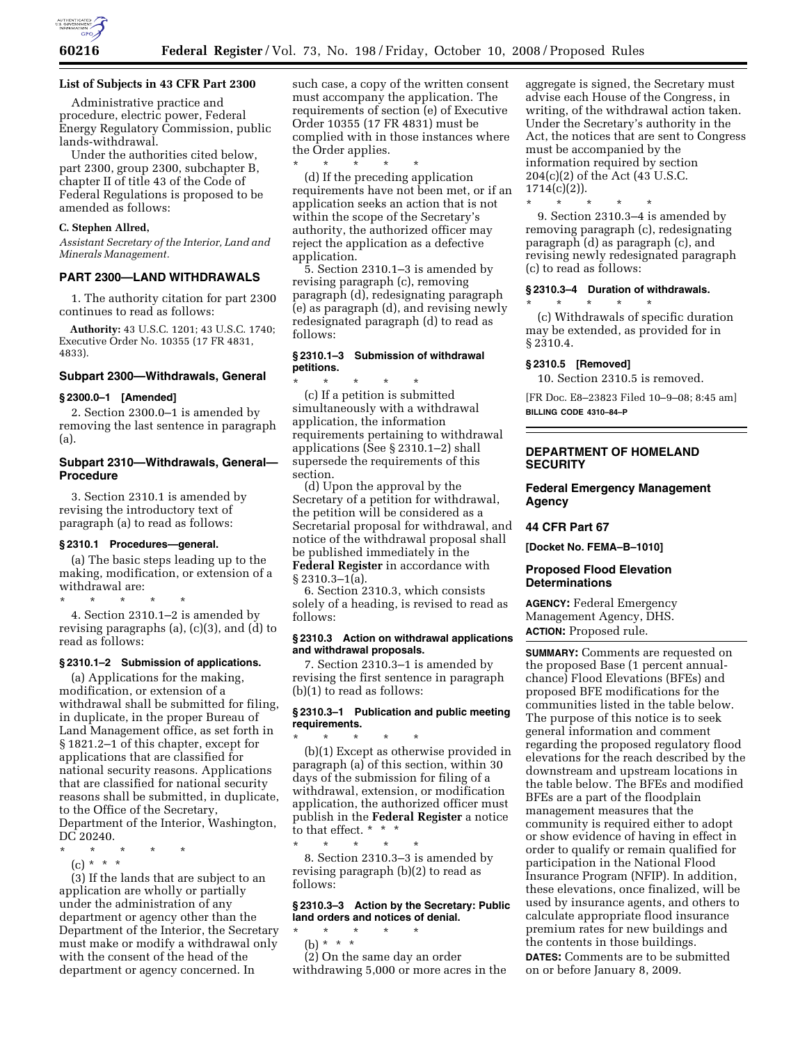## List of Subjects in 43 CFR Part 2300

Administrative practice and procedure, electric power, Federal Energy Regulatory Commission, public lands-withdrawal.

Under the authorities cited below, part 2300, group 2300, subchapter B, chapter II of title 43 of the Code of Federal Regulations is proposed to be amended as follows:

**C. Stephen Allred,**

*Assistant Secretary of the Interior, Land and Minerals Management.*

## PART 2300—LAND WITHDRAWALS

1. The authority citation for part 2300 continues to read as follows:

**Authority:** 43 U.S.C. 1201; 43 U.S.C. 1740; Executive Order No. 10355 (17 FR 4831, 4833).

### Subpart 2300—Withdrawals, General

#### § 2300.0–1 [Amended]

2. Section 2300.0–1 is amended by removing the last sentence in paragraph (a).

### Subpart 2310—Withdrawals, General—Procedure

3. Section 2310.1 is amended by revising the introductory text of paragraph (a) to read as follows:

#### § 2310.1 Procedures—general.

(a) The basic steps leading up to the making, modification, or extension of a withdrawal are:

\* \* \* \* \*

4. Section 2310.1–2 is amended by revising paragraphs (a), (c)(3), and (d) to read as follows:

#### § 2310.1–2 Submission of applications.

(a) Applications for the making, modification, or extension of a withdrawal shall be submitted for filing, in duplicate, in the proper Bureau of Land Management office, as set forth in § 1821.2–1 of this chapter, except for applications that are classified for national security reasons. Applications that are classified for national security reasons shall be submitted, in duplicate, to the Office of the Secretary, Department of the Interior, Washington, DC 20240.

\* \* \* \* \*

(c) \* \* \*

(3) If the lands that are subject to an application are wholly or partially under the administration of any department or agency other than the Department of the Interior, the Secretary must make or modify a withdrawal only with the consent of the head of the department or agency concerned. In such case, a copy of the written consent must accompany the application. The requirements of section (e) of Executive Order 10355 (17 FR 4831) must be complied with in those instances where the Order applies.

\* \* \* \* \*

(d) If the preceding application requirements have not been met, or if an application seeks an action that is not within the scope of the Secretary's authority, the authorized officer may reject the application as a defective application.

5. Section 2310.1–3 is amended by revising paragraph (c), removing paragraph (d), redesignating paragraph (e) as paragraph (d), and revising newly redesignated paragraph (d) to read as follows:

#### § 2310.1–3 Submission of withdrawal petitions.

\* \* \* \* \*

(c) If a petition is submitted simultaneously with a withdrawal application, the information requirements pertaining to withdrawal applications (See § 2310.1–2) shall supersede the requirements of this section.

(d) Upon the approval by the Secretary of a petition for withdrawal, the petition will be considered as a Secretarial proposal for withdrawal, and notice of the withdrawal proposal shall be published immediately in the **Federal Register** in accordance with § 2310.3–1(a).

6. Section 2310.3, which consists solely of a heading, is revised to read as follows:

#### § 2310.3 Action on withdrawal applications and withdrawal proposals.

7. Section 2310.3–1 is amended by revising the first sentence in paragraph (b)(1) to read as follows:

#### § 2310.3–1 Publication and public meeting requirements.

\* \* \* \* \*

(b)(1) Except as otherwise provided in paragraph (a) of this section, within 30 days of the submission for filing of a withdrawal, extension, or modification application, the authorized officer must publish in the **Federal Register** a notice to that effect. \* \* \*

\* \* \* \* \*

8. Section 2310.3–3 is amended by revising paragraph (b)(2) to read as follows:

#### § 2310.3–3 Action by the Secretary: Public land orders and notices of denial.

\* \* \* \* \*

(b) \* \* \*

(2) On the same day an order withdrawing 5,000 or more acres in the aggregate is signed, the Secretary must advise each House of the Congress, in writing, of the withdrawal action taken. Under the Secretary's authority in the Act, the notices that are sent to Congress must be accompanied by the information required by section 204(c)(2) of the Act (43 U.S.C. 1714(c)(2)).

\* \* \* \* \*

9. Section 2310.3–4 is amended by removing paragraph (c), redesignating paragraph (d) as paragraph (c), and revising newly redesignated paragraph (c) to read as follows:

#### § 2310.3–4 Duration of withdrawals.

\* \* \* \* \*

(c) Withdrawals of specific duration may be extended, as provided for in § 2310.4.

#### § 2310.5 [Removed]

10. Section 2310.5 is removed.

[FR Doc. E8–23823 Filed 10–9–08; 8:45 am]

**BILLING CODE 4310–84–P**

---

## DEPARTMENT OF HOMELAND SECURITY

## Federal Emergency Management Agency

## 44 CFR Part 67

**[Docket No. FEMA–B–1010]**

## Proposed Flood Elevation Determinations

**AGENCY:** Federal Emergency Management Agency, DHS.

**ACTION:** Proposed rule.

**SUMMARY:** Comments are requested on the proposed Base (1 percent annual-chance) Flood Elevations (BFEs) and proposed BFE modifications for the communities listed in the table below. The purpose of this notice is to seek general information and comment regarding the proposed regulatory flood elevations for the reach described by the downstream and upstream locations in the table below. The BFEs and modified BFEs are a part of the floodplain management measures that the community is required either to adopt or show evidence of having in effect in order to qualify or remain qualified for participation in the National Flood Insurance Program (NFIP). In addition, these elevations, once finalized, will be used by insurance agents, and others to calculate appropriate flood insurance premium rates for new buildings and the contents in those buildings.

**DATES:** Comments are to be submitted on or before January 8, 2009.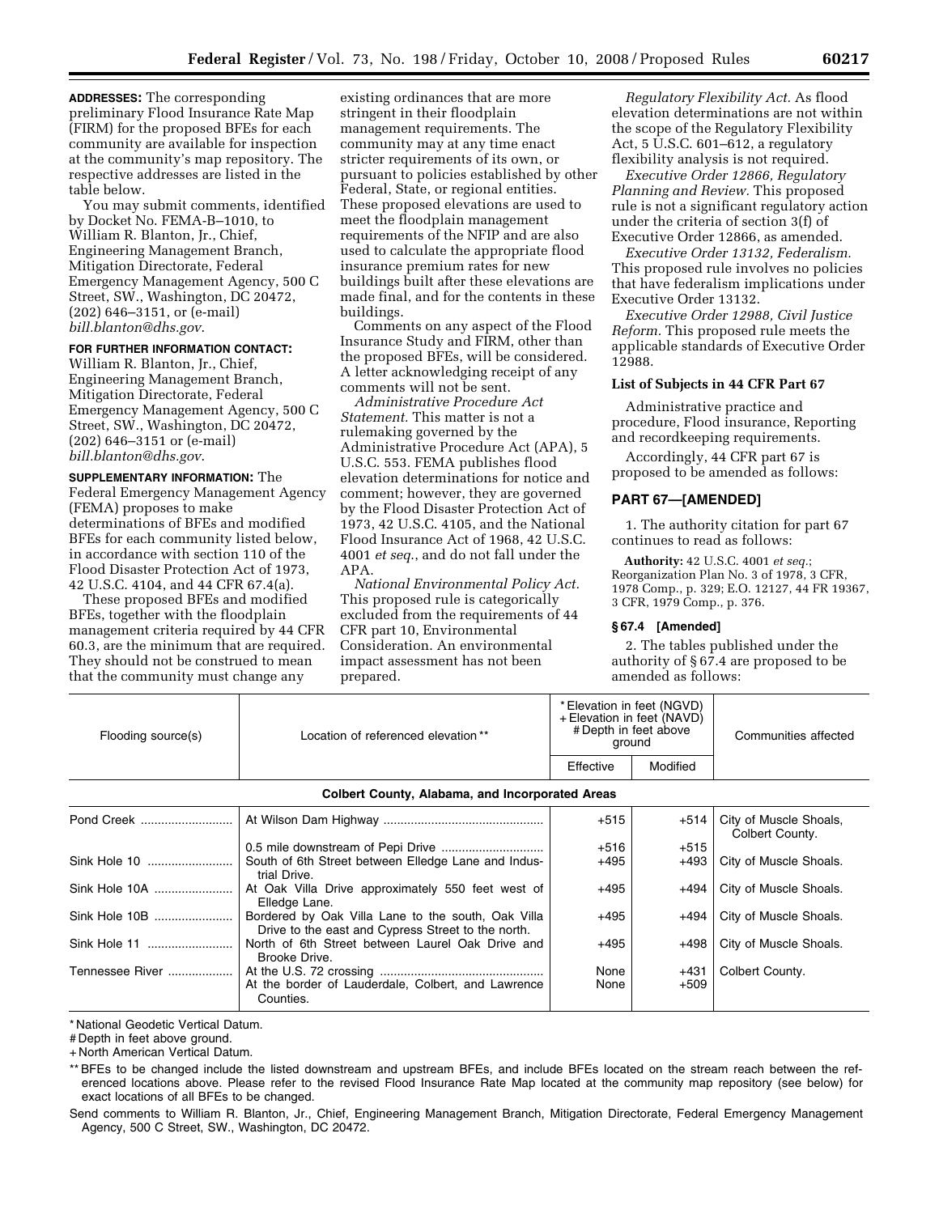**ADDRESSES:** The corresponding preliminary Flood Insurance Rate Map (FIRM) for the proposed BFEs for each community are available for inspection at the community's map repository. The respective addresses are listed in the table below.

You may submit comments, identified by Docket No. FEMA-B-1010, to William R. Blanton, Jr., Chief, Engineering Management Branch, Mitigation Directorate, Federal Emergency Management Agency, 500 C Street, SW., Washington, DC 20472, (202) 646-3151, or (e-mail) *bill.blanton@dhs.gov*.

**FOR FURTHER INFORMATION CONTACT:** William R. Blanton, Jr., Chief, Engineering Management Branch, Mitigation Directorate, Federal Emergency Management Agency, 500 C Street, SW., Washington, DC 20472, (202) 646-3151 or (e-mail) *bill.blanton@dhs.gov*.

**SUPPLEMENTARY INFORMATION:** The Federal Emergency Management Agency (FEMA) proposes to make determinations of BFEs and modified BFEs for each community listed below, in accordance with section 110 of the Flood Disaster Protection Act of 1973, 42 U.S.C. 4104, and 44 CFR 67.4(a).

These proposed BFEs and modified BFEs, together with the floodplain management criteria required by 44 CFR 60.3, are the minimum that are required. They should not be construed to mean that the community must change any existing ordinances that are more stringent in their floodplain management requirements. The community may at any time enact stricter requirements of its own, or pursuant to policies established by other Federal, State, or regional entities. These proposed elevations are used to meet the floodplain management requirements of the NFIP and are also used to calculate the appropriate flood insurance premium rates for new buildings built after these elevations are made final, and for the contents in these buildings.

Comments on any aspect of the Flood Insurance Study and FIRM, other than the proposed BFEs, will be considered. A letter acknowledging receipt of any comments will not be sent.

*Administrative Procedure Act Statement.* This matter is not a rulemaking governed by the Administrative Procedure Act (APA), 5 U.S.C. 553. FEMA publishes flood elevation determinations for notice and comment; however, they are governed by the Flood Disaster Protection Act of 1973, 42 U.S.C. 4105, and the National Flood Insurance Act of 1968, 42 U.S.C. 4001 *et seq.*, and do not fall under the APA.

*National Environmental Policy Act.* This proposed rule is categorically excluded from the requirements of 44 CFR part 10, Environmental Consideration. An environmental impact assessment has not been prepared.

*Regulatory Flexibility Act.* As flood elevation determinations are not within the scope of the Regulatory Flexibility Act, 5 U.S.C. 601-612, a regulatory flexibility analysis is not required.

*Executive Order 12866, Regulatory Planning and Review.* This proposed rule is not a significant regulatory action under the criteria of section 3(f) of Executive Order 12866, as amended.

*Executive Order 13132, Federalism.* This proposed rule involves no policies that have federalism implications under Executive Order 13132.

*Executive Order 12988, Civil Justice Reform.* This proposed rule meets the applicable standards of Executive Order 12988.

**List of Subjects in 44 CFR Part 67**

Administrative practice and procedure, Flood insurance, Reporting and recordkeeping requirements.

Accordingly, 44 CFR part 67 is proposed to be amended as follows:

## PART 67—[AMENDED]

1. The authority citation for part 67 continues to read as follows:

**Authority:** 42 U.S.C. 4001 *et seq.*; Reorganization Plan No. 3 of 1978, 3 CFR, 1978 Comp., p. 329; E.O. 12127, 44 FR 19367, 3 CFR, 1979 Comp., p. 376.

### § 67.4 [Amended]

2. The tables published under the authority of § 67.4 are proposed to be amended as follows:

| Flooding source(s) | Location of referenced elevation ** | * Elevation in feet (NGVD) + Elevation in feet (NAVD) # Depth in feet above ground | | Communities affected |
|---|---|---|---|---|
| | | Effective | Modified | |
| **Colbert County, Alabama, and Incorporated Areas** | | | | |
| Pond Creek | At Wilson Dam Highway | +515 | +514 | City of Muscle Shoals, Colbert County. |
| | 0.5 mile downstream of Pepi Drive | +516 | +515 | |
| Sink Hole 10 | South of 6th Street between Elledge Lane and Industrial Drive. | +495 | +493 | City of Muscle Shoals. |
| Sink Hole 10A | At Oak Villa Drive approximately 550 feet west of Elledge Lane. | +495 | +494 | City of Muscle Shoals. |
| Sink Hole 10B | Bordered by Oak Villa Lane to the south, Oak Villa Drive to the east and Cypress Street to the north. | +495 | +494 | City of Muscle Shoals. |
| Sink Hole 11 | North of 6th Street between Laurel Oak Drive and Brooke Drive. | +495 | +498 | City of Muscle Shoals. |
| Tennessee River | At the U.S. 72 crossing | None | +431 | Colbert County. |
| | At the border of Lauderdale, Colbert, and Lawrence Counties. | None | +509 | |

\* National Geodetic Vertical Datum.

\# Depth in feet above ground.

\+ North American Vertical Datum.

\*\* BFEs to be changed include the listed downstream and upstream BFEs, and include BFEs located on the stream reach between the referenced locations above. Please refer to the revised Flood Insurance Rate Map located at the community map repository (see below) for exact locations of all BFEs to be changed.

Send comments to William R. Blanton, Jr., Chief, Engineering Management Branch, Mitigation Directorate, Federal Emergency Management Agency, 500 C Street, SW., Washington, DC 20472.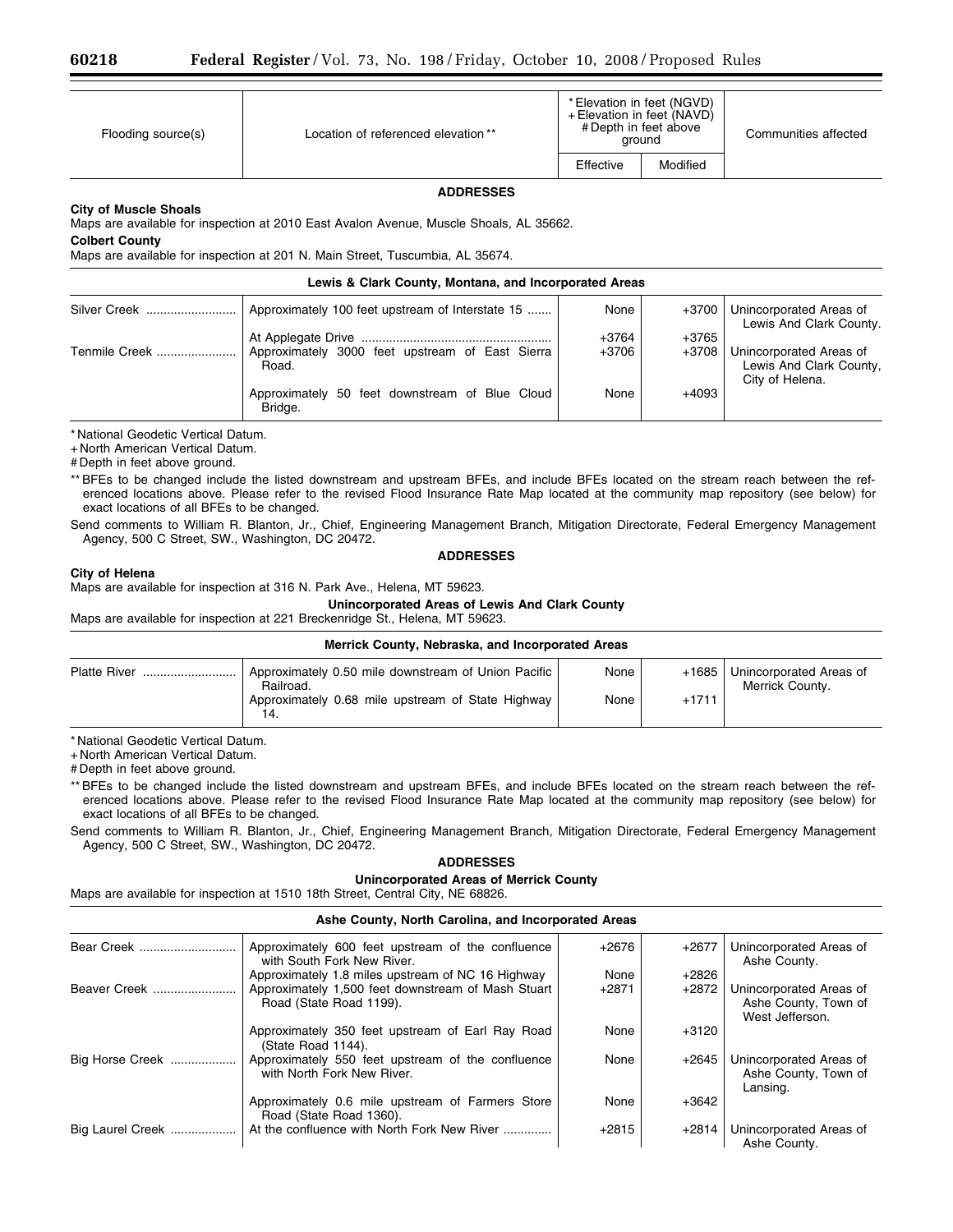| Flooding source(s) | Location of referenced elevation ** | * Elevation in feet (NGVD) + Elevation in feet (NAVD) # Depth in feet above ground | | Communities affected |
|---|---|---|---|---|
| | | Effective | Modified | |

**ADDRESSES**

**City of Muscle Shoals**

Maps are available for inspection at 2010 East Avalon Avenue, Muscle Shoals, AL 35662.

**Colbert County**

Maps are available for inspection at 201 N. Main Street, Tuscumbia, AL 35674.

| Flooding source(s) | Location of referenced elevation ** | Effective | Modified | Communities affected |
|---|---|---|---|---|
| **Lewis & Clark County, Montana, and Incorporated Areas** | | | | |
| Silver Creek | Approximately 100 feet upstream of Interstate 15 | None | +3700 | Unincorporated Areas of Lewis And Clark County. |
| | At Applegate Drive | +3764 | +3765 | |
| Tenmile Creek | Approximately 3000 feet upstream of East Sierra Road. | +3706 | +3708 | Unincorporated Areas of Lewis And Clark County, City of Helena. |
| | Approximately 50 feet downstream of Blue Cloud Bridge. | None | +4093 | |

* National Geodetic Vertical Datum.

+ North American Vertical Datum.

# Depth in feet above ground.

** BFEs to be changed include the listed downstream and upstream BFEs, and include BFEs located on the stream reach between the referenced locations above. Please refer to the revised Flood Insurance Rate Map located at the community map repository (see below) for exact locations of all BFEs to be changed.

Send comments to William R. Blanton, Jr., Chief, Engineering Management Branch, Mitigation Directorate, Federal Emergency Management Agency, 500 C Street, SW., Washington, DC 20472.

**ADDRESSES**

**City of Helena**

Maps are available for inspection at 316 N. Park Ave., Helena, MT 59623.

**Unincorporated Areas of Lewis And Clark County**

Maps are available for inspection at 221 Breckenridge St., Helena, MT 59623.

| Flooding source(s) | Location of referenced elevation ** | Effective | Modified | Communities affected |
|---|---|---|---|---|
| **Merrick County, Nebraska, and Incorporated Areas** | | | | |
| Platte River | Approximately 0.50 mile downstream of Union Pacific Railroad. | None | +1685 | Unincorporated Areas of Merrick County. |
| | Approximately 0.68 mile upstream of State Highway 14. | None | +1711 | |

* National Geodetic Vertical Datum.

+ North American Vertical Datum.

# Depth in feet above ground.

** BFEs to be changed include the listed downstream and upstream BFEs, and include BFEs located on the stream reach between the referenced locations above. Please refer to the revised Flood Insurance Rate Map located at the community map repository (see below) for exact locations of all BFEs to be changed.

Send comments to William R. Blanton, Jr., Chief, Engineering Management Branch, Mitigation Directorate, Federal Emergency Management Agency, 500 C Street, SW., Washington, DC 20472.

**ADDRESSES**

**Unincorporated Areas of Merrick County**

Maps are available for inspection at 1510 18th Street, Central City, NE 68826.

| Flooding source(s) | Location of referenced elevation ** | Effective | Modified | Communities affected |
|---|---|---|---|---|
| **Ashe County, North Carolina, and Incorporated Areas** | | | | |
| Bear Creek | Approximately 600 feet upstream of the confluence with South Fork New River. | +2676 | +2677 | Unincorporated Areas of Ashe County. |
| | Approximately 1.8 miles upstream of NC 16 Highway | None | +2826 | |
| Beaver Creek | Approximately 1,500 feet downstream of Mash Stuart Road (State Road 1199). | +2871 | +2872 | Unincorporated Areas of Ashe County, Town of West Jefferson. |
| | Approximately 350 feet upstream of Earl Ray Road (State Road 1144). | None | +3120 | |
| Big Horse Creek | Approximately 550 feet upstream of the confluence with North Fork New River. | None | +2645 | Unincorporated Areas of Ashe County, Town of Lansing. |
| | Approximately 0.6 mile upstream of Farmers Store Road (State Road 1360). | None | +3642 | |
| Big Laurel Creek | At the confluence with North Fork New River | +2815 | +2814 | Unincorporated Areas of Ashe County. |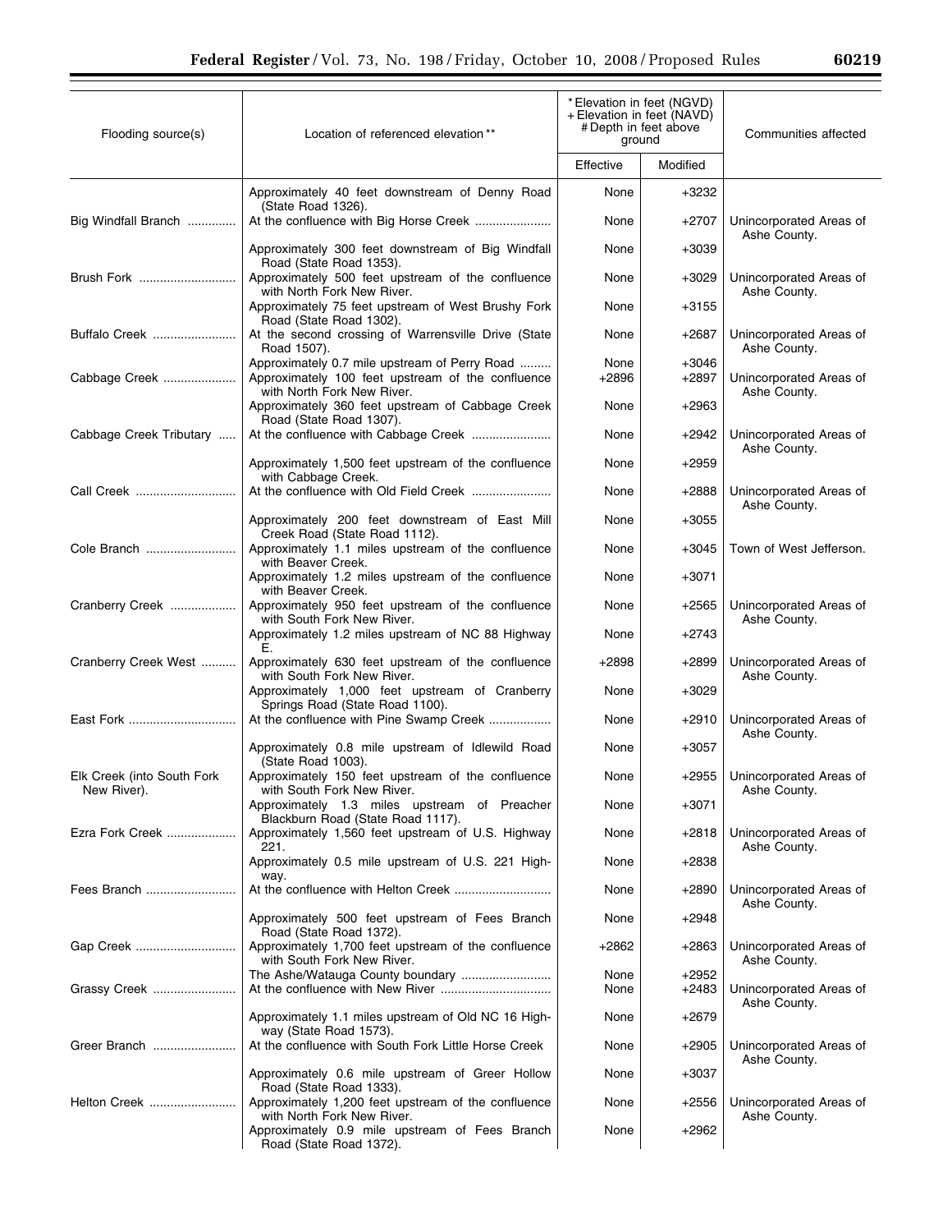| Flooding source(s) | Location of referenced elevation ** | * Elevation in feet (NGVD) + Elevation in feet (NAVD) # Depth in feet above ground | | Communities affected |
|---|---|---|---|---|
| | | Effective | Modified | |
| | Approximately 40 feet downstream of Denny Road (State Road 1326). | None | +3232 | |
| Big Windfall Branch | At the confluence with Big Horse Creek | None | +2707 | Unincorporated Areas of Ashe County. |
| | Approximately 300 feet downstream of Big Windfall Road (State Road 1353). | None | +3039 | |
| Brush Fork | Approximately 500 feet upstream of the confluence with North Fork New River. | None | +3029 | Unincorporated Areas of Ashe County. |
| | Approximately 75 feet upstream of West Brushy Fork Road (State Road 1302). | None | +3155 | |
| Buffalo Creek | At the second crossing of Warrensville Drive (State Road 1507). | None | +2687 | Unincorporated Areas of Ashe County. |
| | Approximately 0.7 mile upstream of Perry Road | None | +3046 | |
| Cabbage Creek | Approximately 100 feet upstream of the confluence with North Fork New River. | +2896 | +2897 | Unincorporated Areas of Ashe County. |
| | Approximately 360 feet upstream of Cabbage Creek Road (State Road 1307). | None | +2963 | |
| Cabbage Creek Tributary | At the confluence with Cabbage Creek | None | +2942 | Unincorporated Areas of Ashe County. |
| | Approximately 1,500 feet upstream of the confluence with Cabbage Creek. | None | +2959 | |
| Call Creek | At the confluence with Old Field Creek | None | +2888 | Unincorporated Areas of Ashe County. |
| | Approximately 200 feet downstream of East Mill Creek Road (State Road 1112). | None | +3055 | |
| Cole Branch | Approximately 1.1 miles upstream of the confluence with Beaver Creek. | None | +3045 | Town of West Jefferson. |
| | Approximately 1.2 miles upstream of the confluence with Beaver Creek. | None | +3071 | |
| Cranberry Creek | Approximately 950 feet upstream of the confluence with South Fork New River. | None | +2565 | Unincorporated Areas of Ashe County. |
| | Approximately 1.2 miles upstream of NC 88 Highway E. | None | +2743 | |
| Cranberry Creek West | Approximately 630 feet upstream of the confluence with South Fork New River. | +2898 | +2899 | Unincorporated Areas of Ashe County. |
| | Approximately 1,000 feet upstream of Cranberry Springs Road (State Road 1100). | None | +3029 | |
| East Fork | At the confluence with Pine Swamp Creek | None | +2910 | Unincorporated Areas of Ashe County. |
| | Approximately 0.8 mile upstream of Idlewild Road (State Road 1003). | None | +3057 | |
| Elk Creek (into South Fork New River). | Approximately 150 feet upstream of the confluence with South Fork New River. | None | +2955 | Unincorporated Areas of Ashe County. |
| | Approximately 1.3 miles upstream of Preacher Blackburn Road (State Road 1117). | None | +3071 | |
| Ezra Fork Creek | Approximately 1,560 feet upstream of U.S. Highway 221. | None | +2818 | Unincorporated Areas of Ashe County. |
| | Approximately 0.5 mile upstream of U.S. 221 Highway. | None | +2838 | |
| Fees Branch | At the confluence with Helton Creek | None | +2890 | Unincorporated Areas of Ashe County. |
| | Approximately 500 feet upstream of Fees Branch Road (State Road 1372). | None | +2948 | |
| Gap Creek | Approximately 1,700 feet upstream of the confluence with South Fork New River. | +2862 | +2863 | Unincorporated Areas of Ashe County. |
| | The Ashe/Watauga County boundary | None | +2952 | |
| Grassy Creek | At the confluence with New River | None | +2483 | Unincorporated Areas of Ashe County. |
| | Approximately 1.1 miles upstream of Old NC 16 Highway (State Road 1573). | None | +2679 | |
| Greer Branch | At the confluence with South Fork Little Horse Creek | None | +2905 | Unincorporated Areas of Ashe County. |
| | Approximately 0.6 mile upstream of Greer Hollow Road (State Road 1333). | None | +3037 | |
| Helton Creek | Approximately 1,200 feet upstream of the confluence with North Fork New River. | None | +2556 | Unincorporated Areas of Ashe County. |
| | Approximately 0.9 mile upstream of Fees Branch Road (State Road 1372). | None | +2962 | |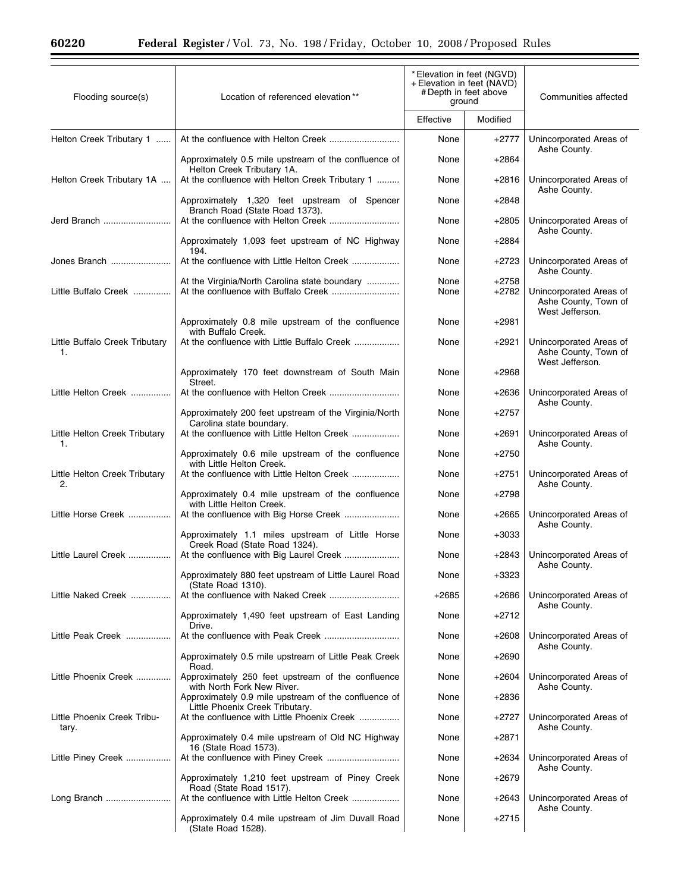| Flooding source(s) | Location of referenced elevation ** | * Elevation in feet (NGVD) + Elevation in feet (NAVD) # Depth in feet above ground | | Communities affected |
|---|---|---|---|---|
| | | Effective | Modified | |
| Helton Creek Tributary 1 | At the confluence with Helton Creek | None | +2777 | Unincorporated Areas of Ashe County. |
| | Approximately 0.5 mile upstream of the confluence of Helton Creek Tributary 1A. | None | +2864 | |
| Helton Creek Tributary 1A | At the confluence with Helton Creek Tributary 1 | None | +2816 | Unincorporated Areas of Ashe County. |
| | Approximately 1,320 feet upstream of Spencer Branch Road (State Road 1373). | None | +2848 | |
| Jerd Branch | At the confluence with Helton Creek | None | +2805 | Unincorporated Areas of Ashe County. |
| | Approximately 1,093 feet upstream of NC Highway 194. | None | +2884 | |
| Jones Branch | At the confluence with Little Helton Creek | None | +2723 | Unincorporated Areas of Ashe County. |
| | At the Virginia/North Carolina state boundary | None | +2758 | |
| Little Buffalo Creek | At the confluence with Buffalo Creek | None | +2782 | Unincorporated Areas of Ashe County, Town of West Jefferson. |
| | Approximately 0.8 mile upstream of the confluence with Buffalo Creek. | None | +2981 | |
| Little Buffalo Creek Tributary 1. | At the confluence with Little Buffalo Creek | None | +2921 | Unincorporated Areas of Ashe County, Town of West Jefferson. |
| | Approximately 170 feet downstream of South Main Street. | None | +2968 | |
| Little Helton Creek | At the confluence with Helton Creek | None | +2636 | Unincorporated Areas of Ashe County. |
| | Approximately 200 feet upstream of the Virginia/North Carolina state boundary. | None | +2757 | |
| Little Helton Creek Tributary 1. | At the confluence with Little Helton Creek | None | +2691 | Unincorporated Areas of Ashe County. |
| | Approximately 0.6 mile upstream of the confluence with Little Helton Creek. | None | +2750 | |
| Little Helton Creek Tributary 2. | At the confluence with Little Helton Creek | None | +2751 | Unincorporated Areas of Ashe County. |
| | Approximately 0.4 mile upstream of the confluence with Little Helton Creek. | None | +2798 | |
| Little Horse Creek | At the confluence with Big Horse Creek | None | +2665 | Unincorporated Areas of Ashe County. |
| | Approximately 1.1 miles upstream of Little Horse Creek Road (State Road 1324). | None | +3033 | |
| Little Laurel Creek | At the confluence with Big Laurel Creek | None | +2843 | Unincorporated Areas of Ashe County. |
| | Approximately 880 feet upstream of Little Laurel Road (State Road 1310). | None | +3323 | |
| Little Naked Creek | At the confluence with Naked Creek | +2685 | +2686 | Unincorporated Areas of Ashe County. |
| | Approximately 1,490 feet upstream of East Landing Drive. | None | +2712 | |
| Little Peak Creek | At the confluence with Peak Creek | None | +2608 | Unincorporated Areas of Ashe County. |
| | Approximately 0.5 mile upstream of Little Peak Creek Road. | None | +2690 | |
| Little Phoenix Creek | Approximately 250 feet upstream of the confluence with North Fork New River. | None | +2604 | Unincorporated Areas of Ashe County. |
| | Approximately 0.9 mile upstream of the confluence of Little Phoenix Creek Tributary. | None | +2836 | |
| Little Phoenix Creek Tributary. | At the confluence with Little Phoenix Creek | None | +2727 | Unincorporated Areas of Ashe County. |
| | Approximately 0.4 mile upstream of Old NC Highway 16 (State Road 1573). | None | +2871 | |
| Little Piney Creek | At the confluence with Piney Creek | None | +2634 | Unincorporated Areas of Ashe County. |
| | Approximately 1,210 feet upstream of Piney Creek Road (State Road 1517). | None | +2679 | |
| Long Branch | At the confluence with Little Helton Creek | None | +2643 | Unincorporated Areas of Ashe County. |
| | Approximately 0.4 mile upstream of Jim Duvall Road (State Road 1528). | None | +2715 | |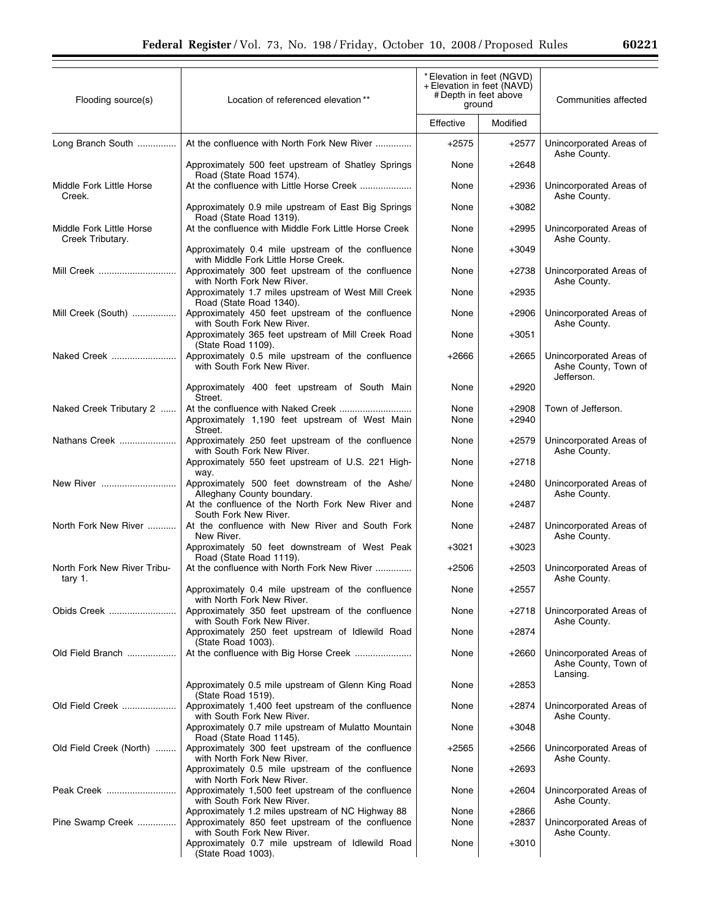| Flooding source(s) | Location of referenced elevation ** | * Elevation in feet (NGVD) + Elevation in feet (NAVD) # Depth in feet above ground | | Communities affected |
|---|---|---|---|---|
| | | Effective | Modified | |
| Long Branch South | At the confluence with North Fork New River | +2575 | +2577 | Unincorporated Areas of Ashe County. |
| | Approximately 500 feet upstream of Shatley Springs Road (State Road 1574). | None | +2648 | |
| Middle Fork Little Horse Creek. | At the confluence with Little Horse Creek | None | +2936 | Unincorporated Areas of Ashe County. |
| | Approximately 0.9 mile upstream of East Big Springs Road (State Road 1319). | None | +3082 | |
| Middle Fork Little Horse Creek Tributary. | At the confluence with Middle Fork Little Horse Creek | None | +2995 | Unincorporated Areas of Ashe County. |
| | Approximately 0.4 mile upstream of the confluence with Middle Fork Little Horse Creek. | None | +3049 | |
| Mill Creek | Approximately 300 feet upstream of the confluence with North Fork New River. | None | +2738 | Unincorporated Areas of Ashe County. |
| | Approximately 1.7 miles upstream of West Mill Creek Road (State Road 1340). | None | +2935 | |
| Mill Creek (South) | Approximately 450 feet upstream of the confluence with South Fork New River. | None | +2906 | Unincorporated Areas of Ashe County. |
| | Approximately 365 feet upstream of Mill Creek Road (State Road 1109). | None | +3051 | |
| Naked Creek | Approximately 0.5 mile upstream of the confluence with South Fork New River. | +2666 | +2665 | Unincorporated Areas of Ashe County, Town of Jefferson. |
| | Approximately 400 feet upstream of South Main Street. | None | +2920 | |
| Naked Creek Tributary 2 | At the confluence with Naked Creek | None | +2908 | Town of Jefferson. |
| | Approximately 1,190 feet upstream of West Main Street. | None | +2940 | |
| Nathans Creek | Approximately 250 feet upstream of the confluence with South Fork New River. | None | +2579 | Unincorporated Areas of Ashe County. |
| | Approximately 550 feet upstream of U.S. 221 Highway. | None | +2718 | |
| New River | Approximately 500 feet downstream of the Ashe/Alleghany County boundary. | None | +2480 | Unincorporated Areas of Ashe County. |
| | At the confluence of the North Fork New River and South Fork New River. | None | +2487 | |
| North Fork New River | At the confluence with New River and South Fork New River. | None | +2487 | Unincorporated Areas of Ashe County. |
| | Approximately 50 feet downstream of West Peak Road (State Road 1119). | +3021 | +3023 | |
| North Fork New River Tributary 1. | At the confluence with North Fork New River | +2506 | +2503 | Unincorporated Areas of Ashe County. |
| | Approximately 0.4 mile upstream of the confluence with North Fork New River. | None | +2557 | |
| Obids Creek | Approximately 350 feet upstream of the confluence with South Fork New River. | None | +2718 | Unincorporated Areas of Ashe County. |
| | Approximately 250 feet upstream of Idlewild Road (State Road 1003). | None | +2874 | |
| Old Field Branch | At the confluence with Big Horse Creek | None | +2660 | Unincorporated Areas of Ashe County, Town of Lansing. |
| | Approximately 0.5 mile upstream of Glenn King Road (State Road 1519). | None | +2853 | |
| Old Field Creek | Approximately 1,400 feet upstream of the confluence with South Fork New River. | None | +2874 | Unincorporated Areas of Ashe County. |
| | Approximately 0.7 mile upstream of Mulatto Mountain Road (State Road 1145). | None | +3048 | |
| Old Field Creek (North) | Approximately 300 feet upstream of the confluence with North Fork New River. | +2565 | +2566 | Unincorporated Areas of Ashe County. |
| | Approximately 0.5 mile upstream of the confluence with North Fork New River. | None | +2693 | |
| Peak Creek | Approximately 1,500 feet upstream of the confluence with South Fork New River. | None | +2604 | Unincorporated Areas of Ashe County. |
| | Approximately 1.2 miles upstream of NC Highway 88 | None | +2866 | |
| Pine Swamp Creek | Approximately 850 feet upstream of the confluence with South Fork New River. | None | +2837 | Unincorporated Areas of Ashe County. |
| | Approximately 0.7 mile upstream of Idlewild Road (State Road 1003). | None | +3010 | |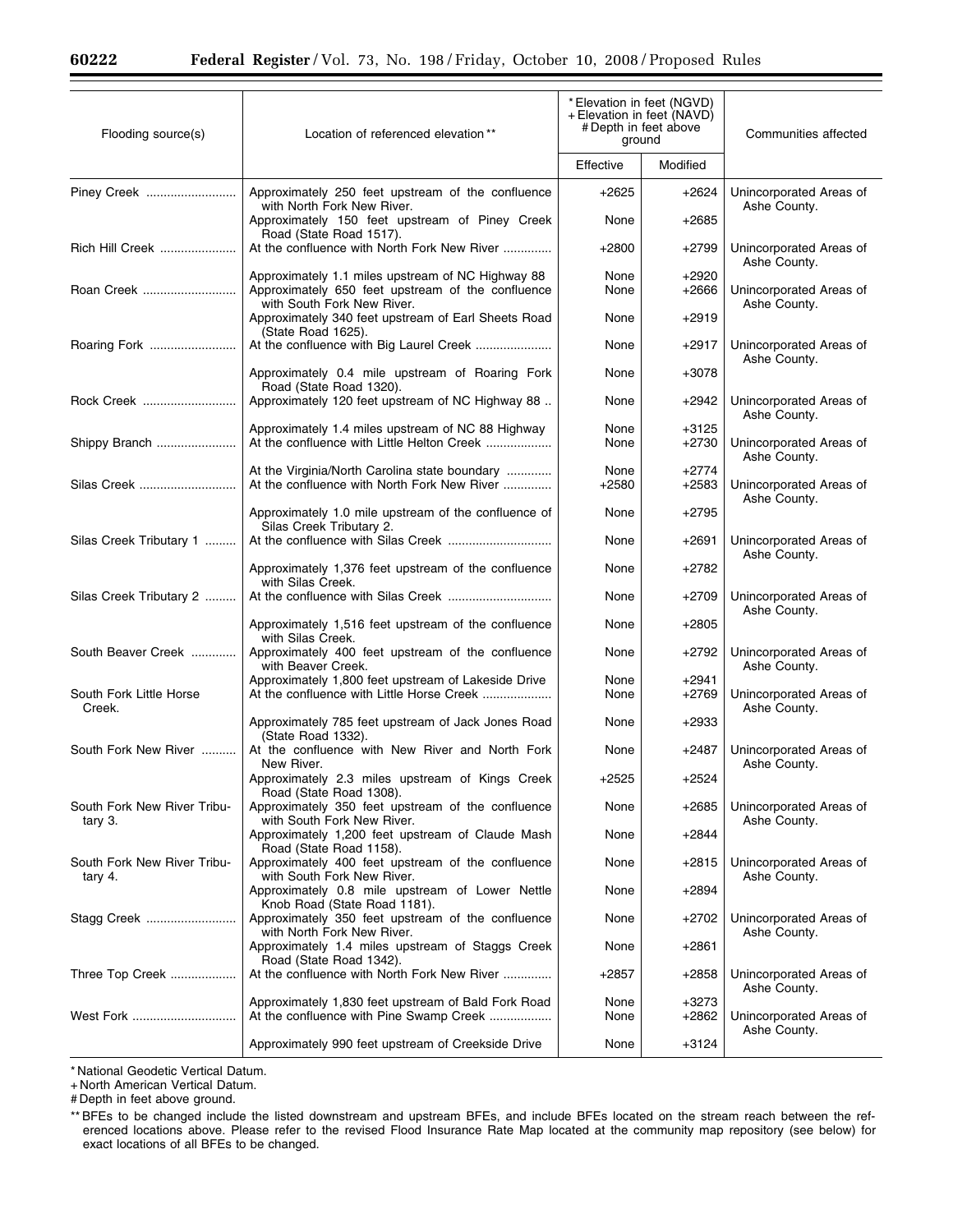| Flooding source(s) | Location of referenced elevation ** | * Elevation in feet (NGVD) + Elevation in feet (NAVD) # Depth in feet above ground | | Communities affected |
|---|---|---|---|---|
| | | Effective | Modified | |
| Piney Creek | Approximately 250 feet upstream of the confluence with North Fork New River. | +2625 | +2624 | Unincorporated Areas of Ashe County. |
| | Approximately 150 feet upstream of Piney Creek Road (State Road 1517). | None | +2685 | |
| Rich Hill Creek | At the confluence with North Fork New River | +2800 | +2799 | Unincorporated Areas of Ashe County. |
| | Approximately 1.1 miles upstream of NC Highway 88 | None | +2920 | |
| Roan Creek | Approximately 650 feet upstream of the confluence with South Fork New River. | None | +2666 | Unincorporated Areas of Ashe County. |
| | Approximately 340 feet upstream of Earl Sheets Road (State Road 1625). | None | +2919 | |
| Roaring Fork | At the confluence with Big Laurel Creek | None | +2917 | Unincorporated Areas of Ashe County. |
| | Approximately 0.4 mile upstream of Roaring Fork Road (State Road 1320). | None | +3078 | |
| Rock Creek | Approximately 120 feet upstream of NC Highway 88 | None | +2942 | Unincorporated Areas of Ashe County. |
| | Approximately 1.4 miles upstream of NC 88 Highway | None | +3125 | |
| Shippy Branch | At the confluence with Little Helton Creek | None | +2730 | Unincorporated Areas of Ashe County. |
| | At the Virginia/North Carolina state boundary | None | +2774 | |
| Silas Creek | At the confluence with North Fork New River | +2580 | +2583 | Unincorporated Areas of Ashe County. |
| | Approximately 1.0 mile upstream of the confluence of Silas Creek Tributary 2. | None | +2795 | |
| Silas Creek Tributary 1 | At the confluence with Silas Creek | None | +2691 | Unincorporated Areas of Ashe County. |
| | Approximately 1,376 feet upstream of the confluence with Silas Creek. | None | +2782 | |
| Silas Creek Tributary 2 | At the confluence with Silas Creek | None | +2709 | Unincorporated Areas of Ashe County. |
| | Approximately 1,516 feet upstream of the confluence with Silas Creek. | None | +2805 | |
| South Beaver Creek | Approximately 400 feet upstream of the confluence with Beaver Creek. | None | +2792 | Unincorporated Areas of Ashe County. |
| | Approximately 1,800 feet upstream of Lakeside Drive | None | +2941 | |
| South Fork Little Horse Creek. | At the confluence with Little Horse Creek | None | +2769 | Unincorporated Areas of Ashe County. |
| | Approximately 785 feet upstream of Jack Jones Road (State Road 1332). | None | +2933 | |
| South Fork New River | At the confluence with New River and North Fork New River. | None | +2487 | Unincorporated Areas of Ashe County. |
| | Approximately 2.3 miles upstream of Kings Creek Road (State Road 1308). | +2525 | +2524 | |
| South Fork New River Tributary 3. | Approximately 350 feet upstream of the confluence with South Fork New River. | None | +2685 | Unincorporated Areas of Ashe County. |
| | Approximately 1,200 feet upstream of Claude Mash Road (State Road 1158). | None | +2844 | |
| South Fork New River Tributary 4. | Approximately 400 feet upstream of the confluence with South Fork New River. | None | +2815 | Unincorporated Areas of Ashe County. |
| | Approximately 0.8 mile upstream of Lower Nettle Knob Road (State Road 1181). | None | +2894 | |
| Stagg Creek | Approximately 350 feet upstream of the confluence with North Fork New River. | None | +2702 | Unincorporated Areas of Ashe County. |
| | Approximately 1.4 miles upstream of Staggs Creek Road (State Road 1342). | None | +2861 | |
| Three Top Creek | At the confluence with North Fork New River | +2857 | +2858 | Unincorporated Areas of Ashe County. |
| | Approximately 1,830 feet upstream of Bald Fork Road | None | +3273 | |
| West Fork | At the confluence with Pine Swamp Creek | None | +2862 | Unincorporated Areas of Ashe County. |
| | Approximately 990 feet upstream of Creekside Drive | None | +3124 | |

* National Geodetic Vertical Datum.
+ North American Vertical Datum.
# Depth in feet above ground.
** BFEs to be changed include the listed downstream and upstream BFEs, and include BFEs located on the stream reach between the referenced locations above. Please refer to the revised Flood Insurance Rate Map located at the community map repository (see below) for exact locations of all BFEs to be changed.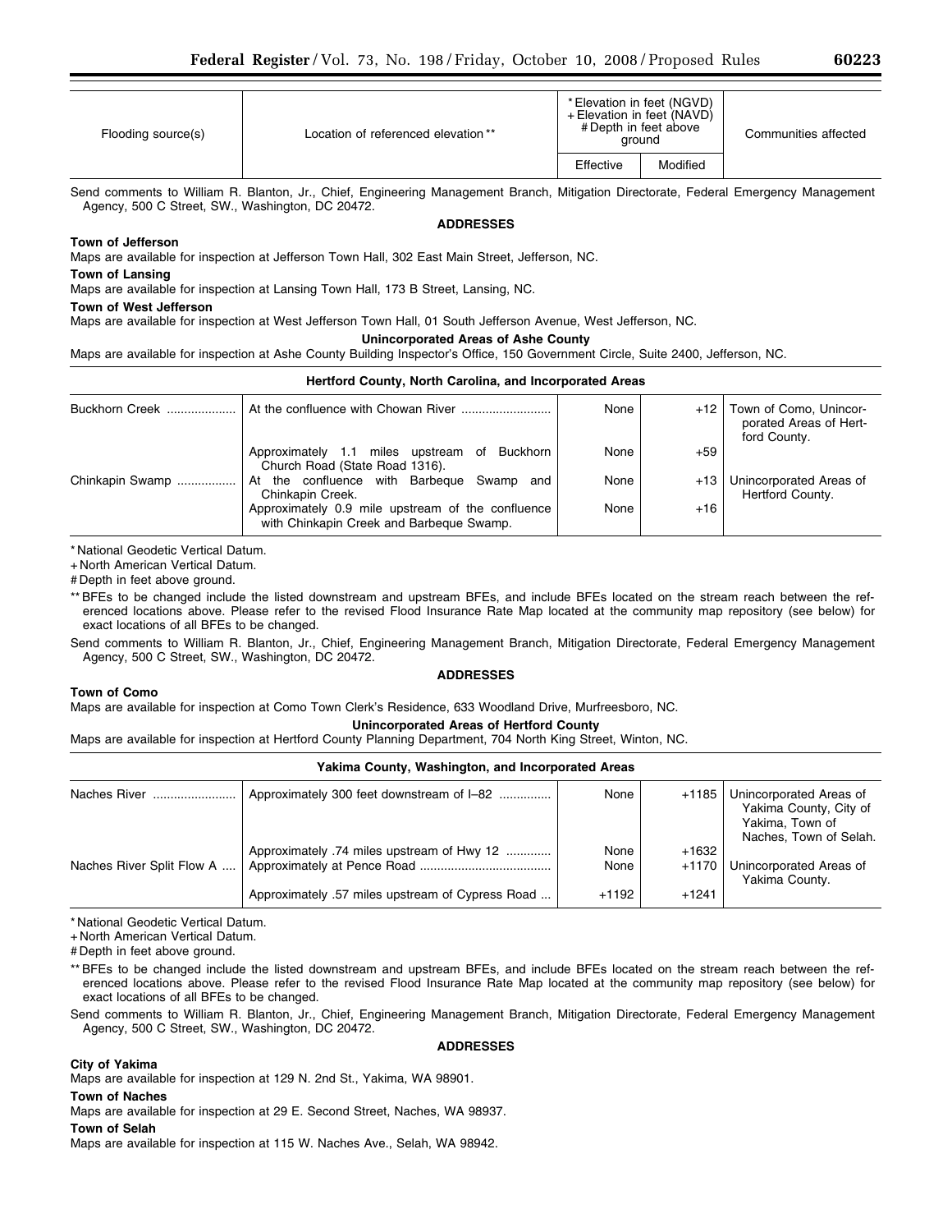| Flooding source(s) | Location of referenced elevation ** | * Elevation in feet (NGVD) + Elevation in feet (NAVD) # Depth in feet above ground | | Communities affected |
|---|---|---|---|---|
| | | Effective | Modified | |

Send comments to William R. Blanton, Jr., Chief, Engineering Management Branch, Mitigation Directorate, Federal Emergency Management Agency, 500 C Street, SW., Washington, DC 20472.

**ADDRESSES**

**Town of Jefferson**

Maps are available for inspection at Jefferson Town Hall, 302 East Main Street, Jefferson, NC.

**Town of Lansing**

Maps are available for inspection at Lansing Town Hall, 173 B Street, Lansing, NC.

**Town of West Jefferson**

Maps are available for inspection at West Jefferson Town Hall, 01 South Jefferson Avenue, West Jefferson, NC.

**Unincorporated Areas of Ashe County**

Maps are available for inspection at Ashe County Building Inspector's Office, 150 Government Circle, Suite 2400, Jefferson, NC.

**Hertford County, North Carolina, and Incorporated Areas**

| Flooding source(s) | Location of referenced elevation ** | Effective | Modified | Communities affected |
|---|---|---|---|---|
| Buckhorn Creek | At the confluence with Chowan River | None | +12 | Town of Como, Unincorporated Areas of Hertford County. |
| | Approximately 1.1 miles upstream of Buckhorn Church Road (State Road 1316). | None | +59 | |
| Chinkapin Swamp | At the confluence with Barbeque Swamp and Chinkapin Creek. | None | +13 | Unincorporated Areas of Hertford County. |
| | Approximately 0.9 mile upstream of the confluence with Chinkapin Creek and Barbeque Swamp. | None | +16 | |

* National Geodetic Vertical Datum.

+ North American Vertical Datum.

# Depth in feet above ground.

** BFEs to be changed include the listed downstream and upstream BFEs, and include BFEs located on the stream reach between the referenced locations above. Please refer to the revised Flood Insurance Rate Map located at the community map repository (see below) for exact locations of all BFEs to be changed.

Send comments to William R. Blanton, Jr., Chief, Engineering Management Branch, Mitigation Directorate, Federal Emergency Management Agency, 500 C Street, SW., Washington, DC 20472.

**ADDRESSES**

**Town of Como**

Maps are available for inspection at Como Town Clerk's Residence, 633 Woodland Drive, Murfreesboro, NC.

**Unincorporated Areas of Hertford County**

Maps are available for inspection at Hertford County Planning Department, 704 North King Street, Winton, NC.

**Yakima County, Washington, and Incorporated Areas**

| Flooding source(s) | Location of referenced elevation ** | Effective | Modified | Communities affected |
|---|---|---|---|---|
| Naches River | Approximately 300 feet downstream of I–82 | None | +1185 | Unincorporated Areas of Yakima County, City of Yakima, Town of Naches, Town of Selah. |
| | Approximately .74 miles upstream of Hwy 12 | None | +1632 | |
| Naches River Split Flow A | Approximately at Pence Road | None | +1170 | Unincorporated Areas of Yakima County. |
| | Approximately .57 miles upstream of Cypress Road | +1192 | +1241 | |

* National Geodetic Vertical Datum.

+ North American Vertical Datum.

# Depth in feet above ground.

** BFEs to be changed include the listed downstream and upstream BFEs, and include BFEs located on the stream reach between the referenced locations above. Please refer to the revised Flood Insurance Rate Map located at the community map repository (see below) for exact locations of all BFEs to be changed.

Send comments to William R. Blanton, Jr., Chief, Engineering Management Branch, Mitigation Directorate, Federal Emergency Management Agency, 500 C Street, SW., Washington, DC 20472.

**ADDRESSES**

**City of Yakima**

Maps are available for inspection at 129 N. 2nd St., Yakima, WA 98901.

**Town of Naches**

Maps are available for inspection at 29 E. Second Street, Naches, WA 98937.

**Town of Selah**

Maps are available for inspection at 115 W. Naches Ave., Selah, WA 98942.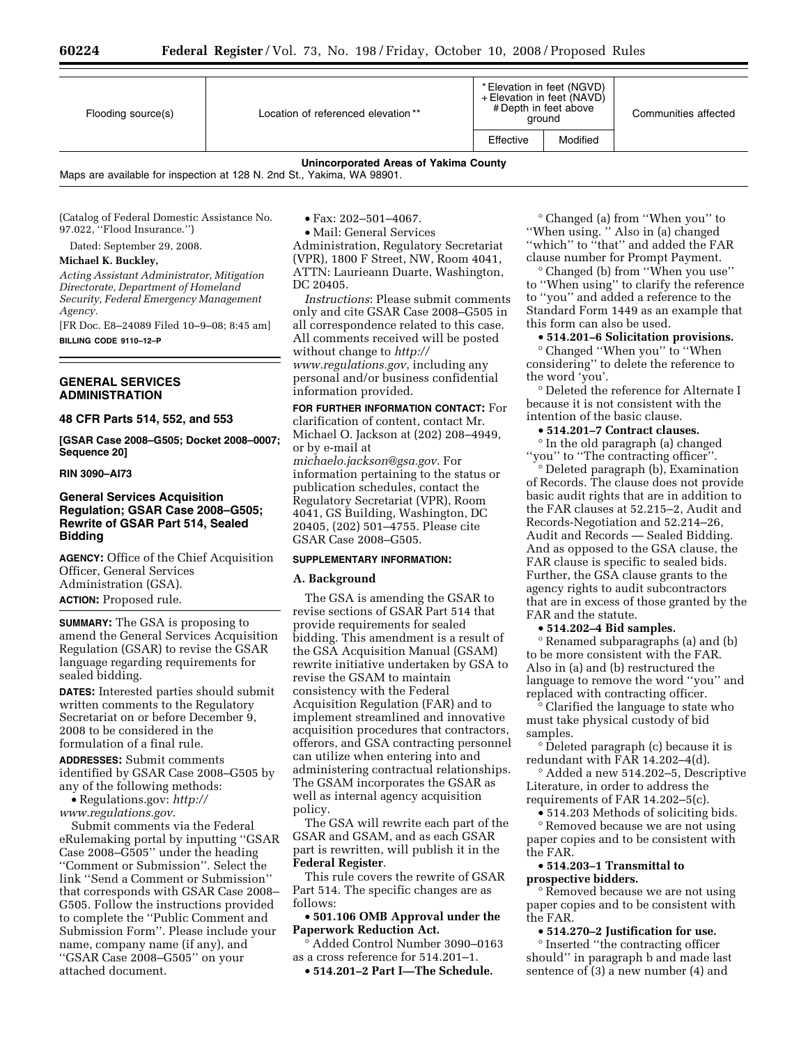| Flooding source(s) | Location of referenced elevation ** | * Elevation in feet (NGVD) + Elevation in feet (NAVD) # Depth in feet above ground | | Communities affected |
|---|---|---|---|---|
| | | Effective | Modified | |

**Unincorporated Areas of Yakima County**

Maps are available for inspection at 128 N. 2nd St., Yakima, WA 98901.

(Catalog of Federal Domestic Assistance No. 97.022, ''Flood Insurance.'')

Dated: September 29, 2008.

**Michael K. Buckley,**

*Acting Assistant Administrator, Mitigation Directorate, Department of Homeland Security, Federal Emergency Management Agency.*

[FR Doc. E8–24089 Filed 10–9–08; 8:45 am]

**BILLING CODE 9110–12–P**

## GENERAL SERVICES ADMINISTRATION

### 48 CFR Parts 514, 552, and 553

**[GSAR Case 2008–G505; Docket 2008–0007; Sequence 20]**

**RIN 3090–AI73**

### General Services Acquisition Regulation; GSAR Case 2008–G505; Rewrite of GSAR Part 514, Sealed Bidding

**AGENCY:** Office of the Chief Acquisition Officer, General Services Administration (GSA).

**ACTION:** Proposed rule.

**SUMMARY:** The GSA is proposing to amend the General Services Acquisition Regulation (GSAR) to revise the GSAR language regarding requirements for sealed bidding.

**DATES:** Interested parties should submit written comments to the Regulatory Secretariat on or before December 9, 2008 to be considered in the formulation of a final rule.

**ADDRESSES:** Submit comments identified by GSAR Case 2008–G505 by any of the following methods:

- Regulations.gov: *http://www.regulations.gov*.

Submit comments via the Federal eRulemaking portal by inputting ''GSAR Case 2008–G505'' under the heading ''Comment or Submission''. Select the link ''Send a Comment or Submission'' that corresponds with GSAR Case 2008–G505. Follow the instructions provided to complete the ''Public Comment and Submission Form''. Please include your name, company name (if any), and ''GSAR Case 2008–G505'' on your attached document.

- Fax: 202–501–4067.
- Mail: General Services Administration, Regulatory Secretariat (VPR), 1800 F Street, NW, Room 4041, ATTN: Laurieann Duarte, Washington, DC 20405.

*Instructions*: Please submit comments only and cite GSAR Case 2008–G505 in all correspondence related to this case. All comments received will be posted without change to *http://www.regulations.gov*, including any personal and/or business confidential information provided.

**FOR FURTHER INFORMATION CONTACT:** For clarification of content, contact Mr. Michael O. Jackson at (202) 208–4949, or by e-mail at *michaelo.jackson@gsa.gov*. For information pertaining to the status or publication schedules, contact the Regulatory Secretariat (VPR), Room 4041, GS Building, Washington, DC 20405, (202) 501–4755. Please cite GSAR Case 2008–G505.

**SUPPLEMENTARY INFORMATION:**

#### A. Background

The GSA is amending the GSAR to revise sections of GSAR Part 514 that provide requirements for sealed bidding. This amendment is a result of the GSA Acquisition Manual (GSAM) rewrite initiative undertaken by GSA to revise the GSAM to maintain consistency with the Federal Acquisition Regulation (FAR) and to implement streamlined and innovative acquisition procedures that contractors, offerors, and GSA contracting personnel can utilize when entering into and administering contractual relationships. The GSAM incorporates the GSAR as well as internal agency acquisition policy.

The GSA will rewrite each part of the GSAR and GSAM, and as each GSAR part is rewritten, will publish it in the **Federal Register**.

This rule covers the rewrite of GSAR Part 514. The specific changes are as follows:

- **501.106 OMB Approval under the Paperwork Reduction Act.**
  - Added Control Number 3090–0163 as a cross reference for 514.201–1.
- **514.201–2 Part I—The Schedule.**
  - Changed (a) from ''When you'' to ''When using. '' Also in (a) changed ''which'' to ''that'' and added the FAR clause number for Prompt Payment.
  - Changed (b) from ''When you use'' to ''When using'' to clarify the reference to ''you'' and added a reference to the Standard Form 1449 as an example that this form can also be used.
- **514.201–6 Solicitation provisions.**
  - Changed ''When you'' to ''When considering'' to delete the reference to the word 'you'.
  - Deleted the reference for Alternate I because it is not consistent with the intention of the basic clause.
- **514.201–7 Contract clauses.**
  - In the old paragraph (a) changed ''you'' to ''The contracting officer''.
  - Deleted paragraph (b), Examination of Records. The clause does not provide basic audit rights that are in addition to the FAR clauses at 52.215–2, Audit and Records-Negotiation and 52.214–26, Audit and Records — Sealed Bidding. And as opposed to the GSA clause, the FAR clause is specific to sealed bids. Further, the GSA clause grants to the agency rights to audit subcontractors that are in excess of those granted by the FAR and the statute.
- **514.202–4 Bid samples.**
  - Renamed subparagraphs (a) and (b) to be more consistent with the FAR. Also in (a) and (b) restructured the language to remove the word ''you'' and replaced with contracting officer.
  - Clarified the language to state who must take physical custody of bid samples.
  - Deleted paragraph (c) because it is redundant with FAR 14.202–4(d).
  - Added a new 514.202–5, Descriptive Literature, in order to address the requirements of FAR 14.202–5(c).
- 514.203 Methods of soliciting bids.
  - Removed because we are not using paper copies and to be consistent with the FAR.
- **514.203–1 Transmittal to prospective bidders.**
  - Removed because we are not using paper copies and to be consistent with the FAR.
- **514.270–2 Justification for use.**
  - Inserted ''the contracting officer should'' in paragraph b and made last sentence of (3) a new number (4) and